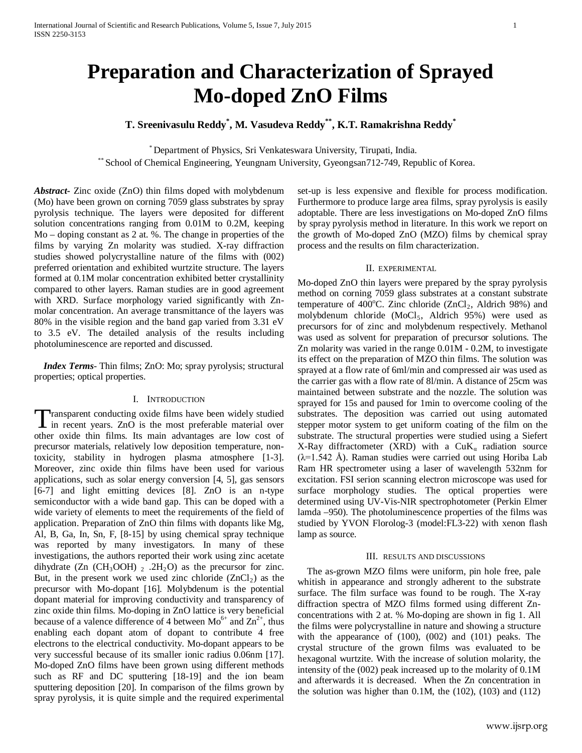# Preparation and Characterization of Sprayed Mo-doped ZnO Films

**T. Sreenivasulu Reddy[*], M. Vasudeva Reddy[**], K.T. Ramakrishna Reddy[*]**

[*] Department of Physics, Sri Venkateswara University, Tirupati, India.
[**] School of Chemical Engineering, Yeungnam University, Gyeongsan712-749, Republic of Korea.

***Abstract-*** Zinc oxide (ZnO) thin films doped with molybdenum (Mo) have been grown on corning 7059 glass substrates by spray pyrolysis technique. The layers were deposited for different solution concentrations ranging from 0.01M to 0.2M, keeping Mo – doping constant as 2 at. %. The change in properties of the films by varying Zn molarity was studied. X-ray diffraction studies showed polycrystalline nature of the films with (002) preferred orientation and exhibited wurtzite structure. The layers formed at 0.1M molar concentration exhibited better crystallinity compared to other layers. Raman studies are in good agreement with XRD. Surface morphology varied significantly with Zn-molar concentration. An average transmittance of the layers was 80% in the visible region and the band gap varied from 3.31 eV to 3.5 eV. The detailed analysis of the results including photoluminescence are reported and discussed.

***Index Terms*-** Thin films; ZnO: Mo; spray pyrolysis; structural properties; optical properties.

## I. Introduction

Transparent conducting oxide films have been widely studied in recent years. ZnO is the most preferable material over other oxide thin films. Its main advantages are low cost of precursor materials, relatively low deposition temperature, non-toxicity, stability in hydrogen plasma atmosphere [1-3]. Moreover, zinc oxide thin films have been used for various applications, such as solar energy conversion [4, 5], gas sensors [6-7] and light emitting devices [8]. ZnO is an n-type semiconductor with a wide band gap. This can be doped with a wide variety of elements to meet the requirements of the field of application. Preparation of ZnO thin films with dopants like Mg, Al, B, Ga, In, Sn, F, [8-15] by using chemical spray technique was reported by many investigators. In many of these investigations, the authors reported their work using zinc acetate dihydrate ($Zn(CH_3OOH)_2.2H_2O$) as the precursor for zinc. But, in the present work we used zinc chloride ($ZnCl_2$) as the precursor with Mo-dopant [16]. Molybdenum is the potential dopant material for improving conductivity and transparency of zinc oxide thin films. Mo-doping in ZnO lattice is very beneficial because of a valence difference of 4 between $Mo^{6+}$ and $Zn^{2+}$, thus enabling each dopant atom of dopant to contribute 4 free electrons to the electrical conductivity. Mo-dopant appears to be very successful because of its smaller ionic radius 0.06nm [17]. Mo-doped ZnO films have been grown using different methods such as RF and DC sputtering [18-19] and the ion beam sputtering deposition [20]. In comparison of the films grown by spray pyrolysis, it is quite simple and the required experimental set-up is less expensive and flexible for process modification. Furthermore to produce large area films, spray pyrolysis is easily adoptable. There are less investigations on Mo-doped ZnO films by spray pyrolysis method in literature. In this work we report on the growth of Mo-doped ZnO (MZO) films by chemical spray process and the results on film characterization.

## II. Experimental

Mo-doped ZnO thin layers were prepared by the spray pyrolysis method on corning 7059 glass substrates at a constant substrate temperature of $400^oC$. Zinc chloride ($ZnCl_2$, Aldrich 98%) and molybdenum chloride ($MoCl_5$, Aldrich 95%) were used as precursors for of zinc and molybdenum respectively. Methanol was used as solvent for preparation of precursor solutions. The Zn molarity was varied in the range 0.01M - 0.2M, to investigate its effect on the preparation of MZO thin films. The solution was sprayed at a flow rate of 6ml/min and compressed air was used as the carrier gas with a flow rate of 8l/min. A distance of 25cm was maintained between substrate and the nozzle. The solution was sprayed for 15s and paused for 1min to overcome cooling of the substrates. The deposition was carried out using automated stepper motor system to get uniform coating of the film on the substrate. The structural properties were studied using a Siefert X-Ray diffractometer (XRD) with a $CuK_\alpha$ radiation source ($\lambda$=1.542 Å). Raman studies were carried out using Horiba Lab Ram HR spectrometer using a laser of wavelength 532nm for excitation. FSI serion scanning electron microscope was used for surface morphology studies. The optical properties were determined using UV-Vis-NIR spectrophotometer (Perkin Elmer lamda –950). The photoluminescence properties of the films was studied by YVON Florolog-3 (model:FL3-22) with xenon flash lamp as source.

## III. Results and Discussions

The as-grown MZO films were uniform, pin hole free, pale whitish in appearance and strongly adherent to the substrate surface. The film surface was found to be rough. The X-ray diffraction spectra of MZO films formed using different Zn-concentrations with 2 at. % Mo-doping are shown in fig 1. All the films were polycrystalline in nature and showing a structure with the appearance of (100), (002) and (101) peaks. The crystal structure of the grown films was evaluated to be hexagonal wurtzite. With the increase of solution molarity, the intensity of the (002) peak increased up to the molarity of 0.1M and afterwards it is decreased. When the Zn concentration in the solution was higher than 0.1M, the (102), (103) and (112)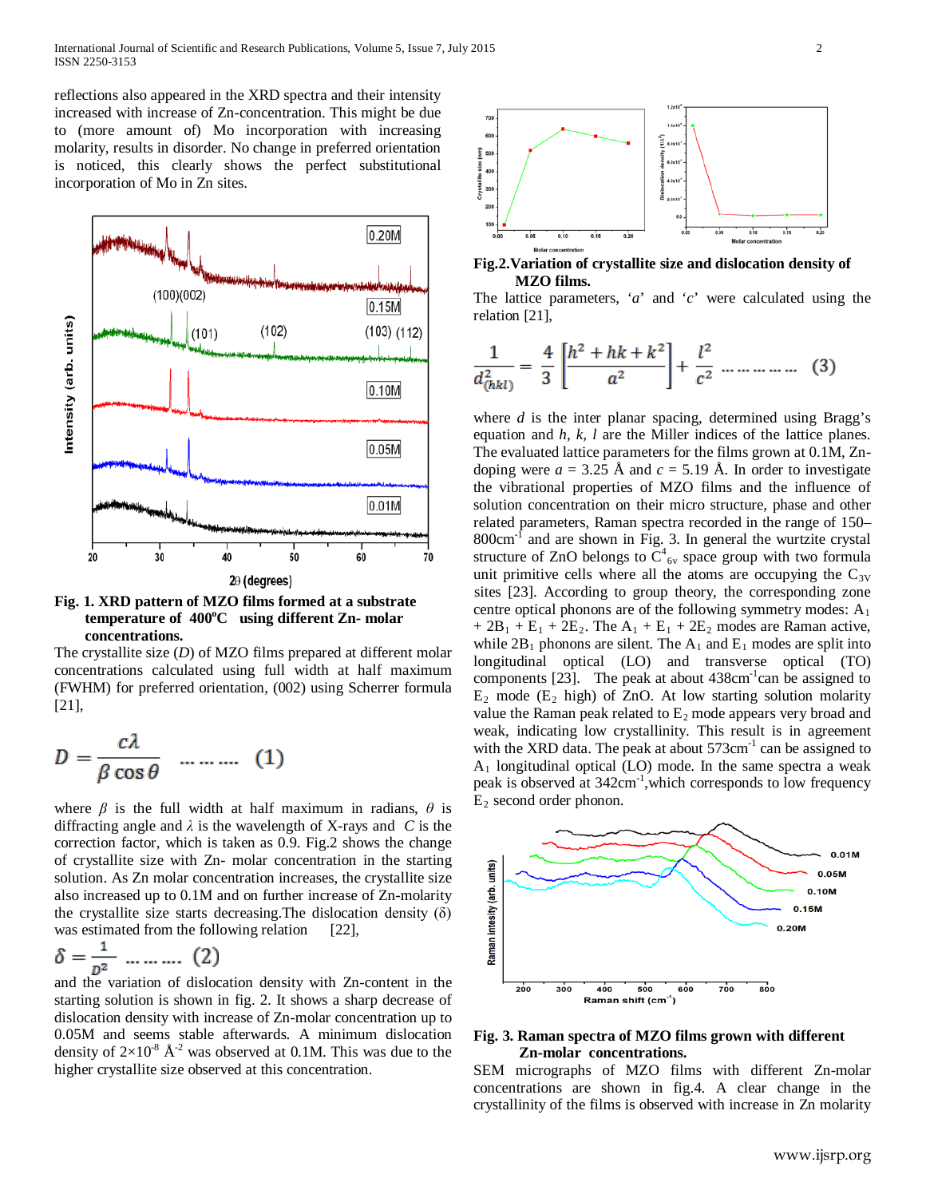reflections also appeared in the XRD spectra and their intensity increased with increase of Zn-concentration. This might be due to (more amount of) Mo incorporation with increasing molarity, results in disorder. No change in preferred orientation is noticed, this clearly shows the perfect substitutional incorporation of Mo in Zn sites.

**Fig. 1. XRD pattern of MZO films formed at a substrate temperature of 400°C using different Zn- molar concentrations.**

The crystallite size (*D*) of MZO films prepared at different molar concentrations calculated using full width at half maximum (FWHM) for preferred orientation, (002) using Scherrer formula [21],

$$D = \frac{c\lambda}{\beta \cos\theta} \quad \text{......... (1)}$$

where $\beta$ is the full width at half maximum in radians, $\theta$ is diffracting angle and $\lambda$ is the wavelength of X-rays and *C* is the correction factor, which is taken as 0.9. Fig.2 shows the change of crystallite size with Zn- molar concentration in the starting solution. As Zn molar concentration increases, the crystallite size also increased up to 0.1M and on further increase of Zn-molarity the crystallite size starts decreasing.The dislocation density ($\delta$) was estimated from the following relation [22],

$$\delta = \frac{1}{D^2} \quad \text{......... (2)}$$

and the variation of dislocation density with Zn-content in the starting solution is shown in fig. 2. It shows a sharp decrease of dislocation density with increase of Zn-molar concentration up to 0.05M and seems stable afterwards. A minimum dislocation density of $2\times10^{-8}$ Å$^{-2}$ was observed at 0.1M. This was due to the higher crystallite size observed at this concentration.

**Fig.2.Variation of crystallite size and dislocation density of MZO films.**

The lattice parameters, '*a*' and '*c*' were calculated using the relation [21],

$$\frac{1}{d^2_{(hkl)}} = \frac{4}{3}\left[\frac{h^2 + hk + k^2}{a^2}\right] + \frac{l^2}{c^2} \quad \text{.................. (3)}$$

where *d* is the inter planar spacing, determined using Bragg's equation and *h, k, l* are the Miller indices of the lattice planes. The evaluated lattice parameters for the films grown at 0.1M, Zn-doping were *a* = 3.25 Å and *c* = 5.19 Å. In order to investigate the vibrational properties of MZO films and the influence of solution concentration on their micro structure, phase and other related parameters, Raman spectra recorded in the range of 150–800cm$^{-1}$ and are shown in Fig. 3. In general the wurtzite crystal structure of ZnO belongs to $C^4_{6v}$ space group with two formula unit primitive cells where all the atoms are occupying the $C_{3V}$ sites [23]. According to group theory, the corresponding zone centre optical phonons are of the following symmetry modes: $A_1 + 2B_1 + E_1 + 2E_2$. The $A_1 + E_1 + 2E_2$ modes are Raman active, while $2B_1$ phonons are silent. The $A_1$ and $E_1$ modes are split into longitudinal optical (LO) and transverse optical (TO) components [23]. The peak at about 438cm$^{-1}$can be assigned to $E_2$ mode ($E_2$ high) of ZnO. At low starting solution molarity value the Raman peak related to $E_2$ mode appears very broad and weak, indicating low crystallinity. This result is in agreement with the XRD data. The peak at about 573cm$^{-1}$ can be assigned to $A_1$ longitudinal optical (LO) mode. In the same spectra a weak peak is observed at 342cm$^{-1}$,which corresponds to low frequency $E_2$ second order phonon.

**Fig. 3. Raman spectra of MZO films grown with different Zn-molar concentrations.**

SEM micrographs of MZO films with different Zn-molar concentrations are shown in fig.4. A clear change in the crystallinity of the films is observed with increase in Zn molarity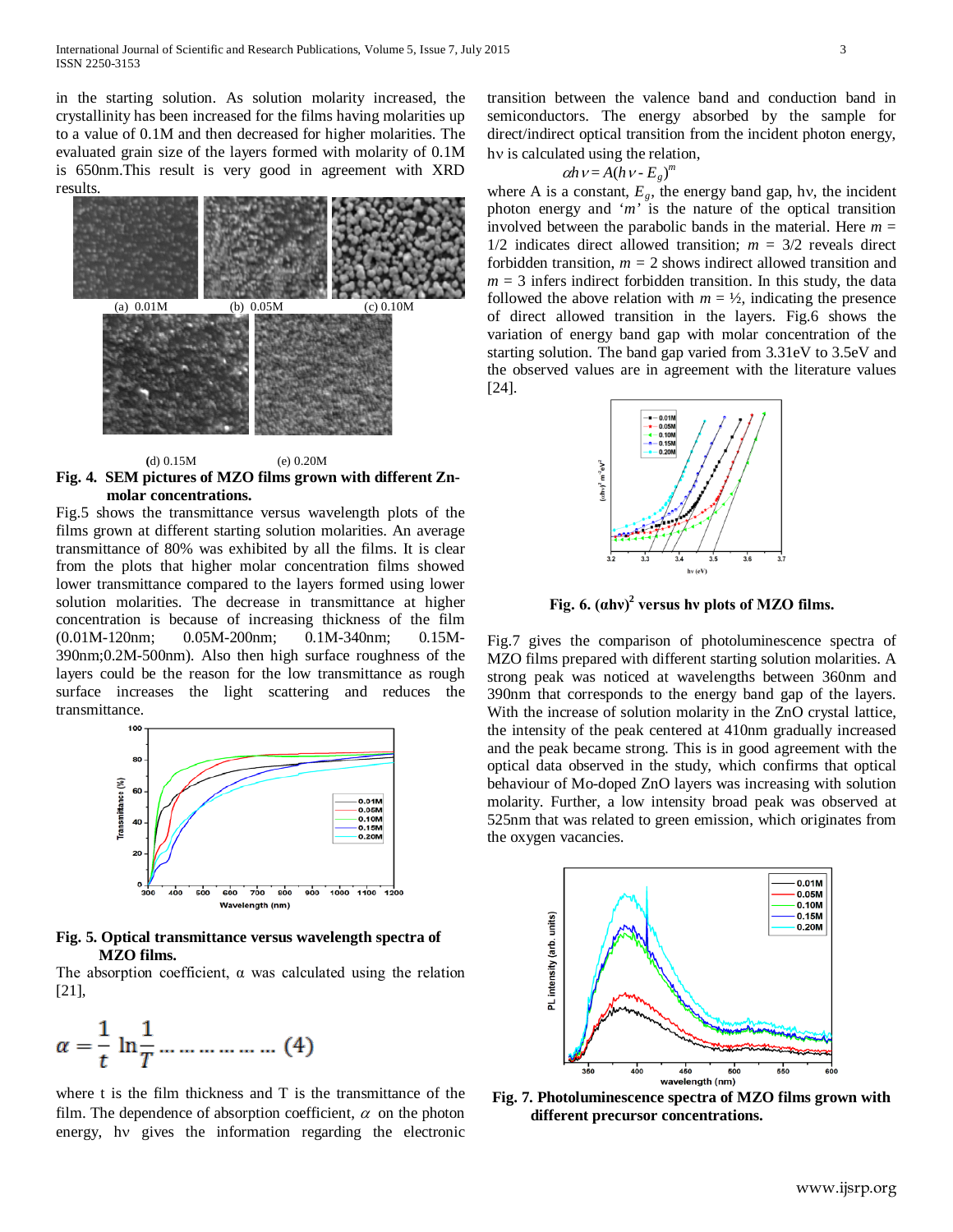in the starting solution. As solution molarity increased, the crystallinity has been increased for the films having molarities up to a value of 0.1M and then decreased for higher molarities. The evaluated grain size of the layers formed with molarity of 0.1M is 650nm.This result is very good in agreement with XRD results.

(a) 0.01M (b) 0.05M (c) 0.10M

(d) 0.15M (e) 0.20M

**Fig. 4. SEM pictures of MZO films grown with different Zn-molar concentrations.**

Fig.5 shows the transmittance versus wavelength plots of the films grown at different starting solution molarities. An average transmittance of 80% was exhibited by all the films. It is clear from the plots that higher molar concentration films showed lower transmittance compared to the layers formed using lower solution molarities. The decrease in transmittance at higher concentration is because of increasing thickness of the film (0.01M-120nm; 0.05M-200nm; 0.1M-340nm; 0.15M-390nm;0.2M-500nm). Also then high surface roughness of the layers could be the reason for the low transmittance as rough surface increases the light scattering and reduces the transmittance.

**Fig. 5. Optical transmittance versus wavelength spectra of MZO films.**

The absorption coefficient, α was calculated using the relation [21],

$$\alpha = \frac{1}{t}\ln\frac{1}{T} \qquad (4)$$

where t is the film thickness and T is the transmittance of the film. The dependence of absorption coefficient, $\alpha$ on the photon energy, hν gives the information regarding the electronic transition between the valence band and conduction band in semiconductors. The energy absorbed by the sample for direct/indirect optical transition from the incident photon energy, hν is calculated using the relation,

$$\alpha h\nu = A(h\nu - E_g)^m$$

where A is a constant, $E_g$, the energy band gap, hν, the incident photon energy and '$m$' is the nature of the optical transition involved between the parabolic bands in the material. Here $m$ = 1/2 indicates direct allowed transition; $m$ = 3/2 reveals direct forbidden transition, $m$ = 2 shows indirect allowed transition and $m$ = 3 infers indirect forbidden transition. In this study, the data followed the above relation with $m$ = ½, indicating the presence of direct allowed transition in the layers. Fig.6 shows the variation of energy band gap with molar concentration of the starting solution. The band gap varied from 3.31eV to 3.5eV and the observed values are in agreement with the literature values [24].

**Fig. 6. $(\alpha h\nu)^2$ versus hν plots of MZO films.**

Fig.7 gives the comparison of photoluminescence spectra of MZO films prepared with different starting solution molarities. A strong peak was noticed at wavelengths between 360nm and 390nm that corresponds to the energy band gap of the layers. With the increase of solution molarity in the ZnO crystal lattice, the intensity of the peak centered at 410nm gradually increased and the peak became strong. This is in good agreement with the optical data observed in the study, which confirms that optical behaviour of Mo-doped ZnO layers was increasing with solution molarity. Further, a low intensity broad peak was observed at 525nm that was related to green emission, which originates from the oxygen vacancies.

**Fig. 7. Photoluminescence spectra of MZO films grown with different precursor concentrations.**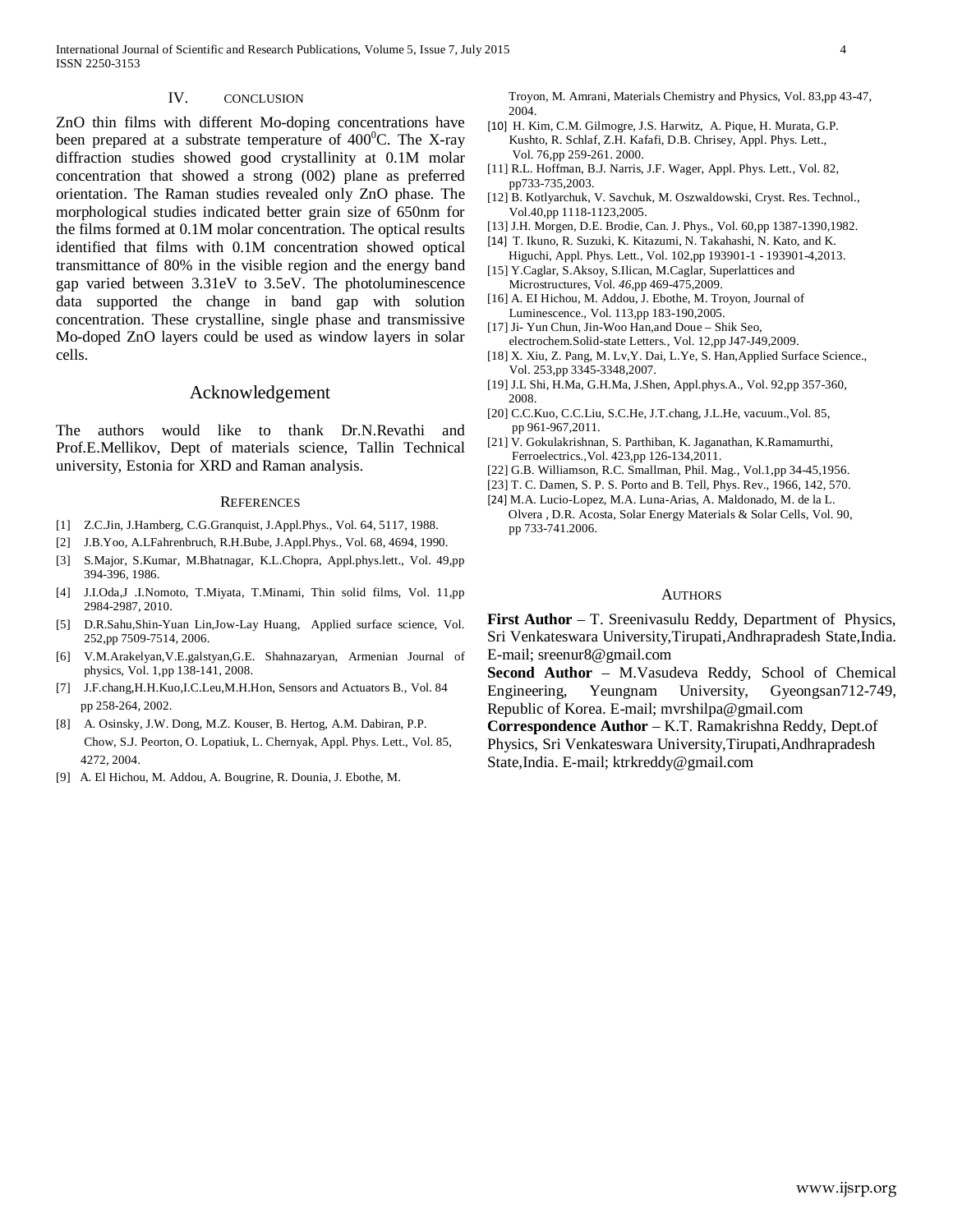## IV. CONCLUSION

ZnO thin films with different Mo-doping concentrations have been prepared at a substrate temperature of $400^0$C. The X-ray diffraction studies showed good crystallinity at 0.1M molar concentration that showed a strong (002) plane as preferred orientation. The Raman studies revealed only ZnO phase. The morphological studies indicated better grain size of 650nm for the films formed at 0.1M molar concentration. The optical results identified that films with 0.1M concentration showed optical transmittance of 80% in the visible region and the energy band gap varied between 3.31eV to 3.5eV. The photoluminescence data supported the change in band gap with solution concentration. These crystalline, single phase and transmissive Mo-doped ZnO layers could be used as window layers in solar cells.

## Acknowledgement

The authors would like to thank Dr.N.Revathi and Prof.E.Mellikov, Dept of materials science, Tallin Technical university, Estonia for XRD and Raman analysis.

## REFERENCES

[1] Z.C.Jin, J.Hamberg, C.G.Granquist, J.Appl.Phys., Vol. 64, 5117, 1988.

[2] J.B.Yoo, A.LFahrenbruch, R.H.Bube, J.Appl.Phys., Vol. 68, 4694, 1990.

[3] S.Major, S.Kumar, M.Bhatnagar, K.L.Chopra, Appl.phys.lett., Vol. 49,pp 394-396, 1986.

[4] J.I.Oda,J .I.Nomoto, T.Miyata, T.Minami, Thin solid films, Vol. 11,pp 2984-2987, 2010.

[5] D.R.Sahu,Shin-Yuan Lin,Jow-Lay Huang, Applied surface science, Vol. 252,pp 7509-7514, 2006.

[6] V.M.Arakelyan,V.E.galstyan,G.E. Shahnazaryan, Armenian Journal of physics, Vol. 1,pp 138-141, 2008.

[7] J.F.chang,H.H.Kuo,I.C.Leu,M.H.Hon, Sensors and Actuators B., Vol. 84 pp 258-264, 2002.

[8] A. Osinsky, J.W. Dong, M.Z. Kouser, B. Hertog, A.M. Dabiran, P.P. Chow, S.J. Peorton, O. Lopatiuk, L. Chernyak, Appl. Phys. Lett., Vol. 85, 4272, 2004.

[9] A. El Hichou, M. Addou, A. Bougrine, R. Dounia, J. Ebothe, M. Troyon, M. Amrani, Materials Chemistry and Physics, Vol. 83,pp 43-47, 2004.

[10] H. Kim, C.M. Gilmogre, J.S. Harwitz, A. Pique, H. Murata, G.P. Kushto, R. Schlaf, Z.H. Kafafi, D.B. Chrisey, Appl. Phys. Lett., Vol. 76,pp 259-261. 2000.

[11] R.L. Hoffman, B.J. Narris, J.F. Wager, Appl. Phys. Lett., Vol. 82, pp733-735,2003.

[12] B. Kotlyarchuk, V. Savchuk, M. Oszwaldowski, Cryst. Res. Technol., Vol.40,pp 1118-1123,2005.

[13] J.H. Morgen, D.E. Brodie, Can. J. Phys., Vol. 60,pp 1387-1390,1982.

[14] T. Ikuno, R. Suzuki, K. Kitazumi, N. Takahashi, N. Kato, and K. Higuchi, Appl. Phys. Lett., Vol. 102,pp 193901-1 - 193901-4,2013.

[15] Y.Caglar, S.Aksoy, S.Ilican, M.Caglar, Superlattices and Microstructures, Vol. *46*,pp 469-475,2009.

[16] A. EI Hichou, M. Addou, J. Ebothe, M. Troyon, Journal of Luminescence., Vol. 113,pp 183-190,2005.

[17] Ji- Yun Chun, Jin-Woo Han,and Doue – Shik Seo, electrochem.Solid-state Letters., Vol. 12,pp J47-J49,2009.

[18] X. Xiu, Z. Pang, M. Lv,Y. Dai, L.Ye, S. Han,Applied Surface Science., Vol. 253,pp 3345-3348,2007.

[19] J.L Shi, H.Ma, G.H.Ma, J.Shen, Appl.phys.A., Vol. 92,pp 357-360, 2008.

[20] C.C.Kuo, C.C.Liu, S.C.He, J.T.chang, J.L.He, vacuum.,Vol. 85, pp 961-967,2011.

[21] V. Gokulakrishnan, S. Parthiban, K. Jaganathan, K.Ramamurthi, Ferroelectrics.,Vol. 423,pp 126-134,2011.

[22] G.B. Williamson, R.C. Smallman, Phil. Mag., Vol.1,pp 34-45,1956.

[23] T. C. Damen, S. P. S. Porto and B. Tell, Phys. Rev., 1966, 142, 570.

[24] M.A. Lucio-Lopez, M.A. Luna-Arias, A. Maldonado, M. de la L. Olvera , D.R. Acosta, Solar Energy Materials & Solar Cells, Vol. 90, pp 733-741.2006.

## AUTHORS

**First Author** – T. Sreenivasulu Reddy, Department of Physics, Sri Venkateswara University,Tirupati,Andhrapradesh State,India. E-mail; sreenur8@gmail.com

**Second Author** – M.Vasudeva Reddy, School of Chemical Engineering, Yeungnam University, Gyeongsan712-749, Republic of Korea. E-mail; mvrshilpa@gmail.com

**Correspondence Author** – K.T. Ramakrishna Reddy, Dept.of Physics, Sri Venkateswara University,Tirupati,Andhrapradesh State,India. E-mail; ktrkreddy@gmail.com